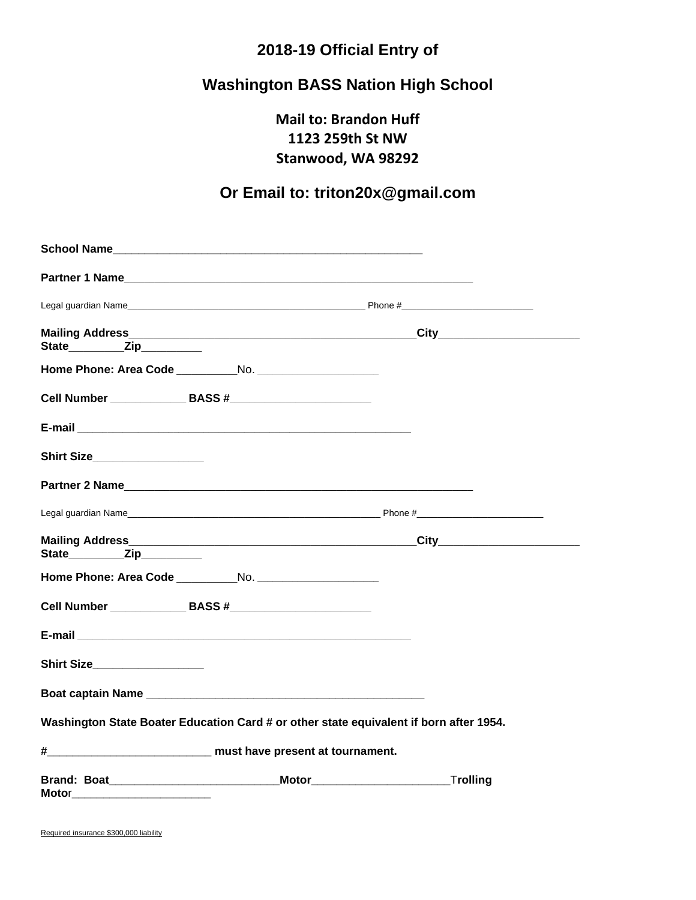## 2018-19 Official Entry of

## Washington BASS Nation High School

**Mail to: Brandon Huff**
**1123 259th St NW**
**Stanwood, WA 98292**

### Or Email to: triton20x@gmail.com

**School Name**____________________________________________

**Partner 1 Name**________________________________________________

Legal guardian Name_____________________________________________ Phone #________________________

**Mailing Address**______________________________________________**City**______________________
**State**________**Zip**_________

**Home Phone: Area Code** _________No. __________________

**Cell Number** ___________ **BASS #**_____________________

**E-mail** _____________________________________________

**Shirt Size**_________________

**Partner 2 Name**________________________________________________

Legal guardian Name________________________________________________ Phone #________________________

**Mailing Address**______________________________________________**City**______________________
**State**________**Zip**_________

**Home Phone: Area Code** _________No. __________________

**Cell Number** ___________ **BASS #**_____________________

**E-mail** _____________________________________________

**Shirt Size**_________________

**Boat captain Name** _____________________________________________

**Washington State Boater Education Card # or other state equivalent if born after 1954.**

**#**_________________________ **must have present at tournament.**

**Brand: Boat**__________________________**Motor**_____________________**Trolling Motor**_____________________

Required insurance $300,000 liability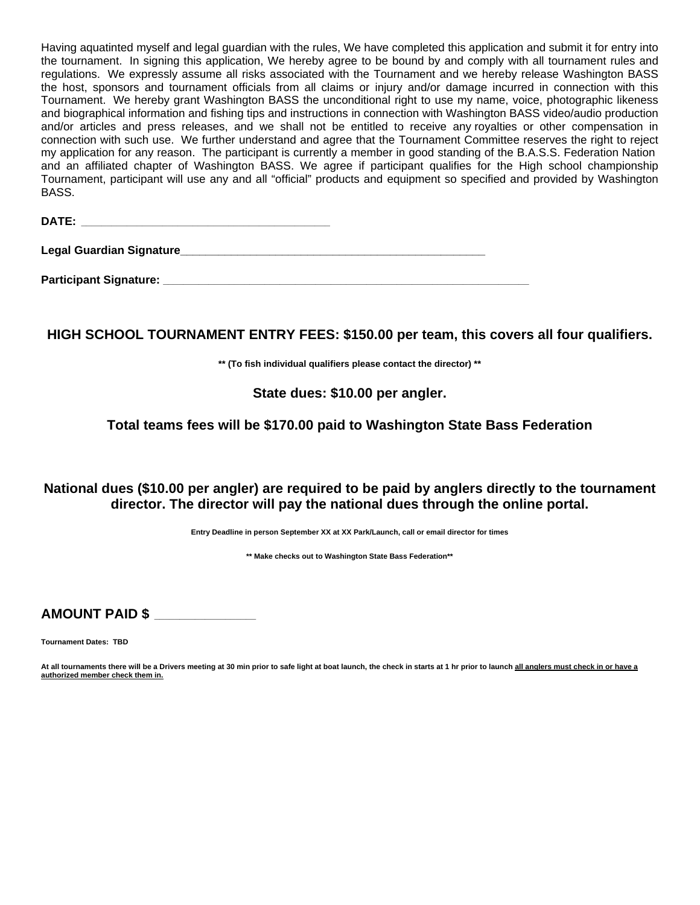Having aquatinted myself and legal guardian with the rules, We have completed this application and submit it for entry into the tournament. In signing this application, We hereby agree to be bound by and comply with all tournament rules and regulations. We expressly assume all risks associated with the Tournament and we hereby release Washington BASS the host, sponsors and tournament officials from all claims or injury and/or damage incurred in connection with this Tournament. We hereby grant Washington BASS the unconditional right to use my name, voice, photographic likeness and biographical information and fishing tips and instructions in connection with Washington BASS video/audio production and/or articles and press releases, and we shall not be entitled to receive any royalties or other compensation in connection with such use. We further understand and agree that the Tournament Committee reserves the right to reject my application for any reason. The participant is currently a member in good standing of the B.A.S.S. Federation Nation and an affiliated chapter of Washington BASS. We agree if participant qualifies for the High school championship Tournament, participant will use any and all "official" products and equipment so specified and provided by Washington BASS.

**DATE: ______________________________________**

**Legal Guardian Signature_______________________________________________**

**Participant Signature: _______________________________________________________**

**HIGH SCHOOL TOURNAMENT ENTRY FEES: $150.00 per team, this covers all four qualifiers.**

**\*\* (To fish individual qualifiers please contact the director) \*\***

**State dues: $10.00 per angler.**

**Total teams fees will be $170.00 paid to Washington State Bass Federation**

**National dues ($10.00 per angler) are required to be paid by anglers directly to the tournament director. The director will pay the national dues through the online portal.**

**Entry Deadline in person September XX at XX Park/Launch, call or email director for times**

**\*\* Make checks out to Washington State Bass Federation\*\***

**AMOUNT PAID $ ______________**

**Tournament Dates: TBD**

**At all tournaments there will be a Drivers meeting at 30 min prior to safe light at boat launch, the check in starts at 1 hr prior to launch <u>all anglers must check in or have a authorized member check them in.</u>**